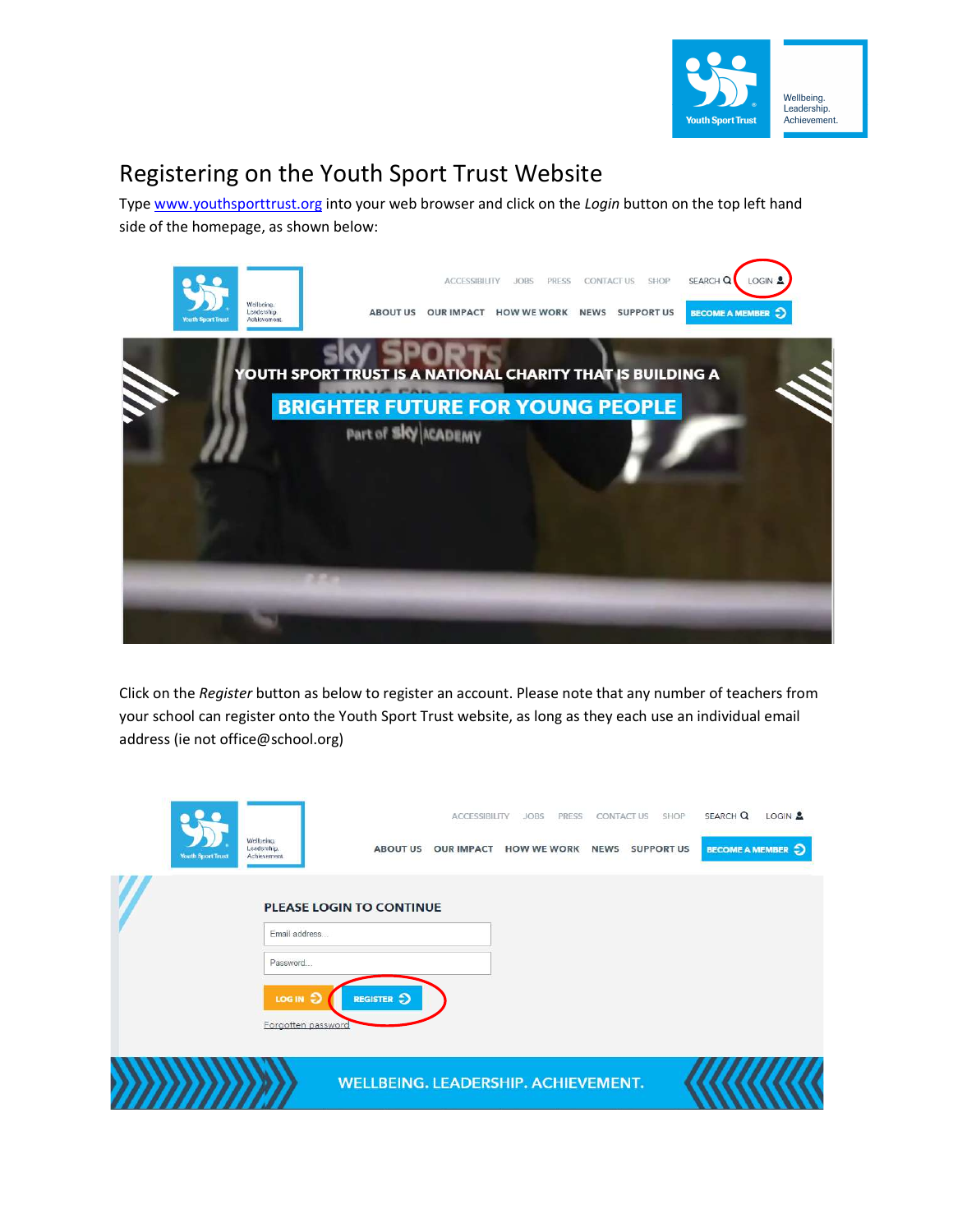# Registering on the Youth Sport Trust Website

Type [www.youthsporttrust.org](http://www.youthsporttrust.org) into your web browser and click on the *Login* button on the top left hand side of the homepage, as shown below:

Click on the *Register* button as below to register an account. Please note that any number of teachers from your school can register onto the Youth Sport Trust website, as long as they each use an individual email address (ie not office@school.org)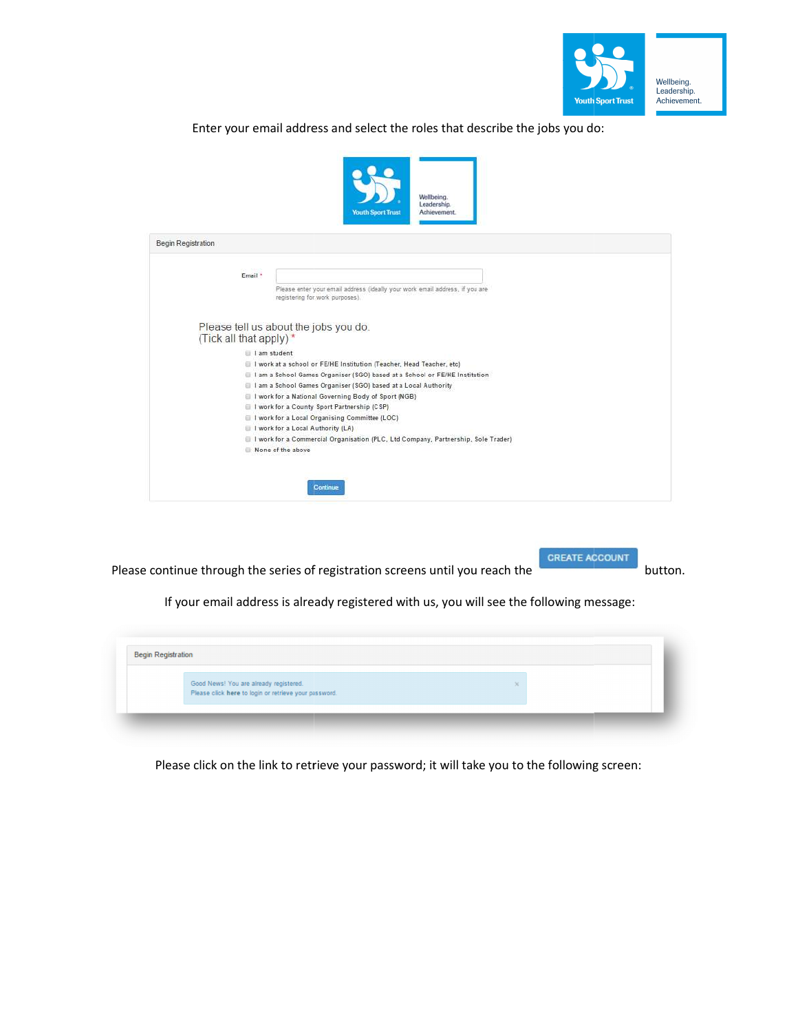Enter your email address and select the roles that describe the jobs you do:

Begin Registration

Email *

Please enter your email address (ideally your work email address, if you are registering for work purposes).

Please tell us about the jobs you do.
(Tick all that apply) *

- I am student
- I work at a school or FE/HE Institution (Teacher, Head Teacher, etc)
- I am a School Games Organiser (SGO) based at a School or FE/HE Institution
- I am a School Games Organiser (SGO) based at a Local Authority
- I work for a National Governing Body of Sport (NGB)
- I work for a County Sport Partnership (CSP)
- I work for a Local Organising Committee (LOC)
- I work for a Local Authority (LA)
- I work for a Commercial Organisation (PLC, Ltd Company, Partnership, Sole Trader)
- None of the above

Continue

Please continue through the series of registration screens until you reach the CREATE ACCOUNT button.

If your email address is already registered with us, you will see the following message:

Begin Registration

Good News! You are already registered.
Please click **here** to login or retrieve your password.

Please click on the link to retrieve your password; it will take you to the following screen: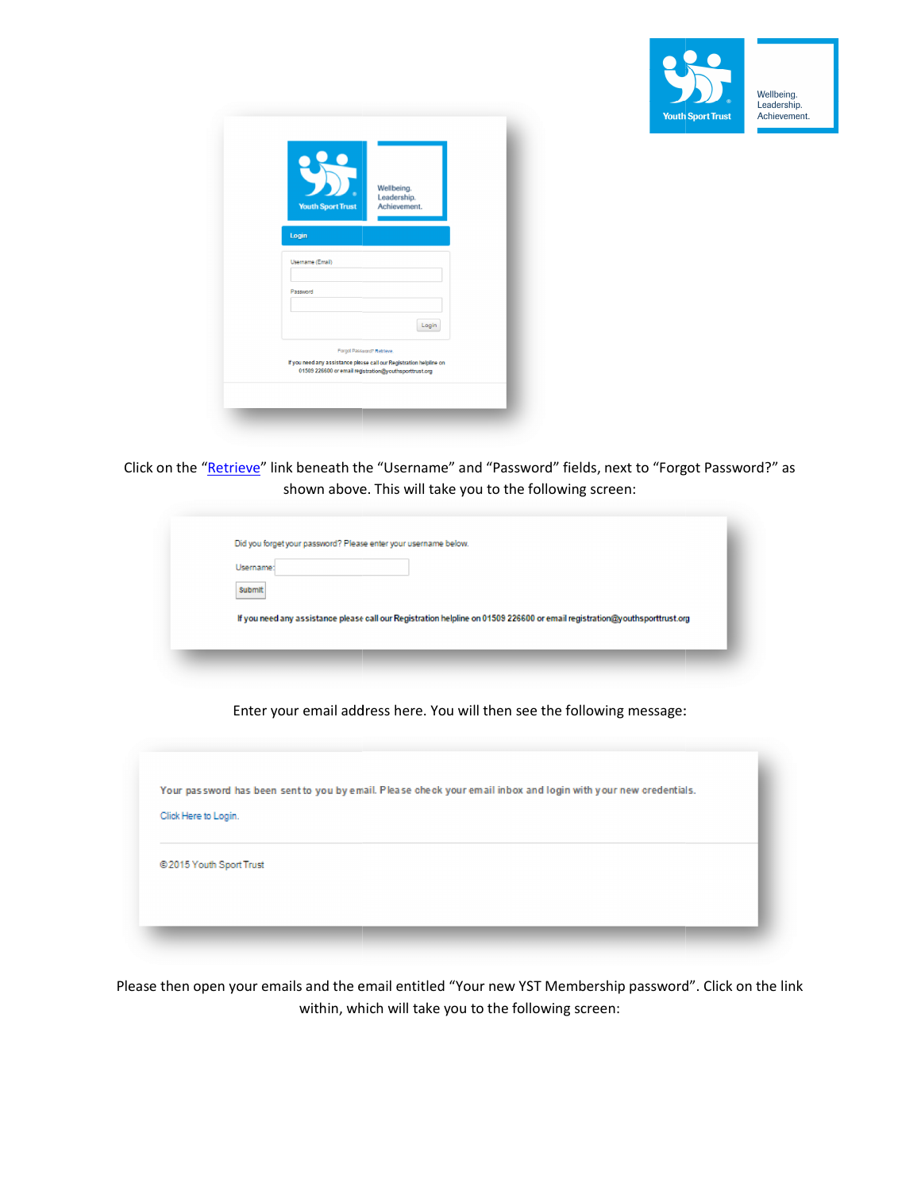Click on the "Retrieve" link beneath the "Username" and "Password" fields, next to "Forgot Password?" as shown above. This will take you to the following screen:

Enter your email address here. You will then see the following message:

Please then open your emails and the email entitled "Your new YST Membership password". Click on the link within, which will take you to the following screen: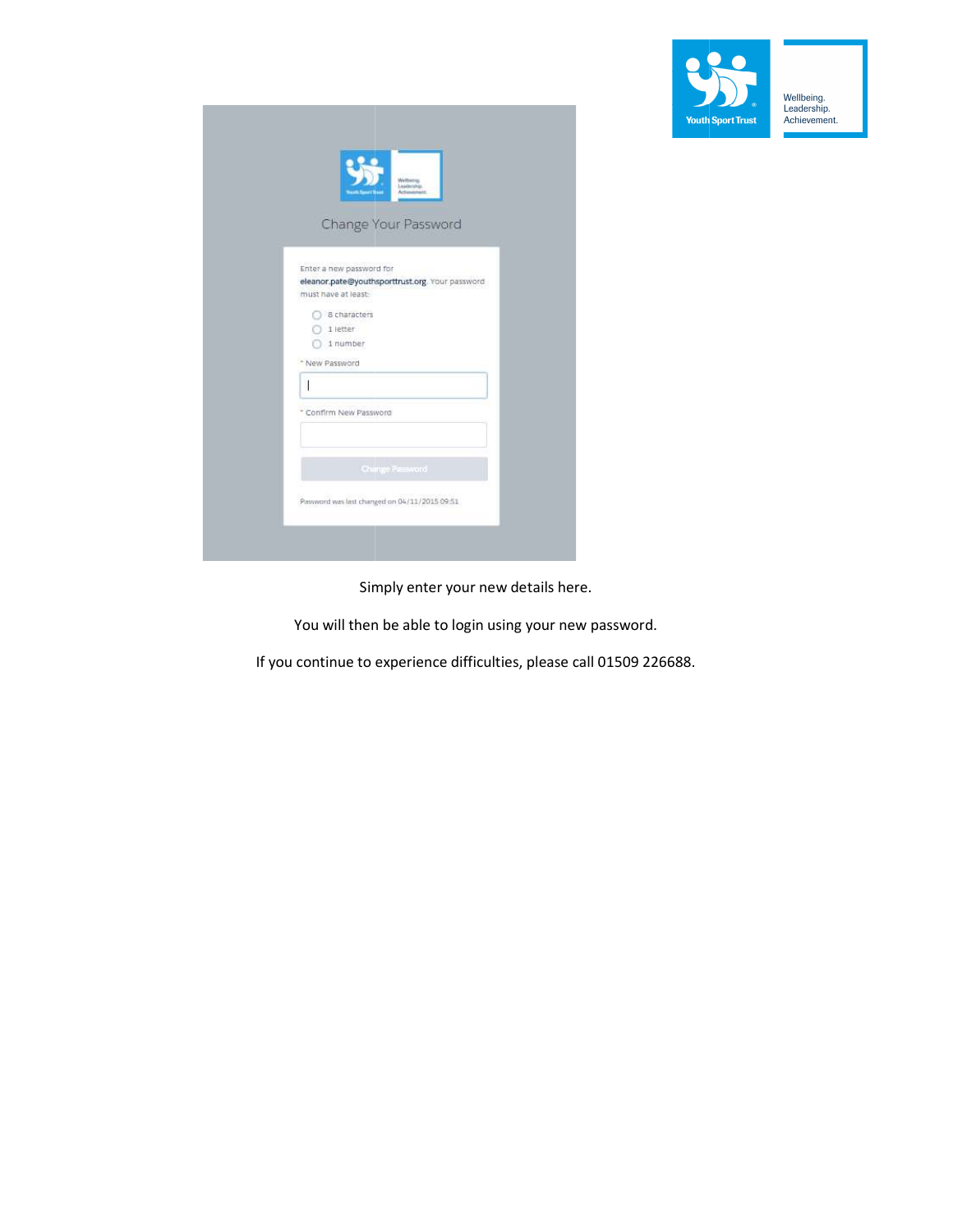Change Your Password

Enter a new password for eleanor.pate@youthsporttrust.org. Your password must have at least:

- 8 characters
- 1 letter
- 1 number

\* New Password

\* Confirm New Password

Change Password

Password was last changed on 04/11/2015 09:51

Simply enter your new details here.

You will then be able to login using your new password.

If you continue to experience difficulties, please call 01509 226688.